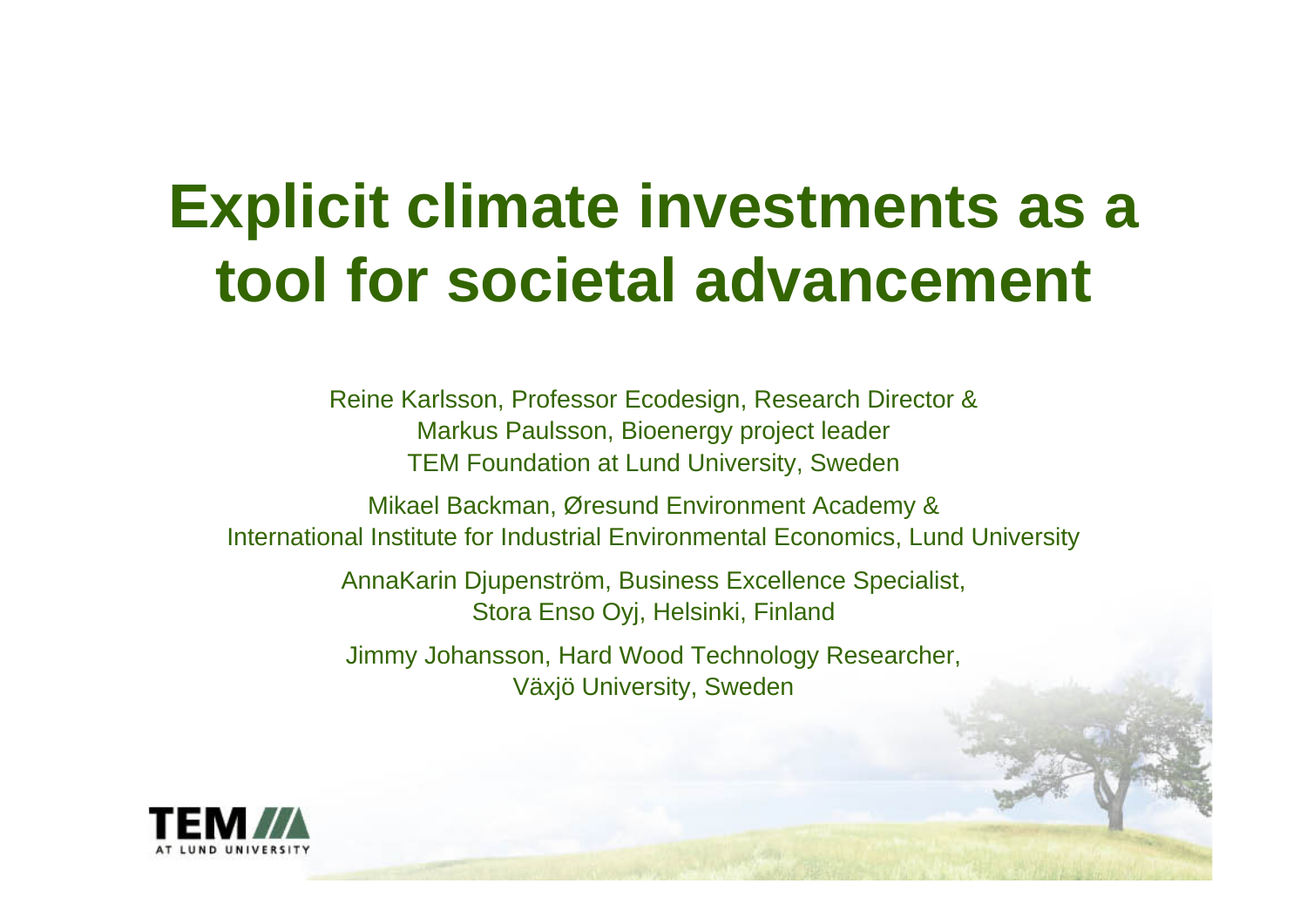# Explicit climate investments as a tool for societal advancement

Reine Karlsson, Professor Ecodesign, Research Director &
Markus Paulsson, Bioenergy project leader
TEM Foundation at Lund University, Sweden

Mikael Backman, Øresund Environment Academy &
International Institute for Industrial Environmental Economics, Lund University

AnnaKarin Djupenström, Business Excellence Specialist,
Stora Enso Oyj, Helsinki, Finland

Jimmy Johansson, Hard Wood Technology Researcher,
Växjö University, Sweden

TEM AT LUND UNIVERSITY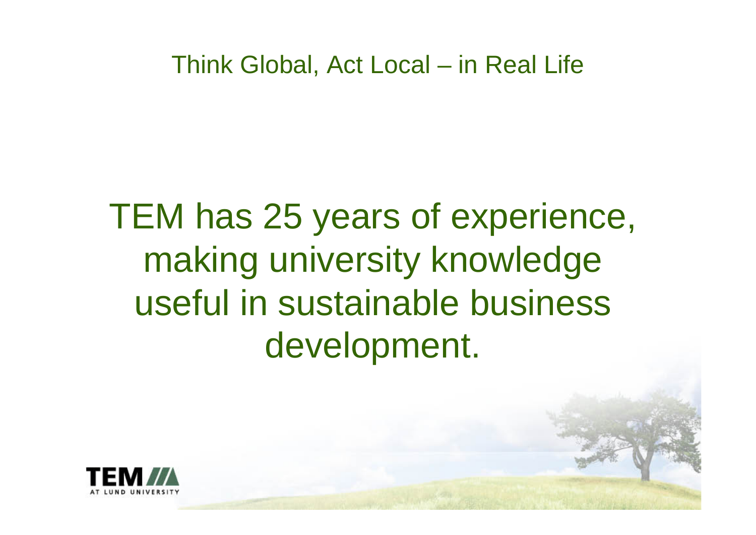Think Global, Act Local – in Real Life

# TEM has 25 years of experience, making university knowledge useful in sustainable business development.

TEM AT LUND UNIVERSITY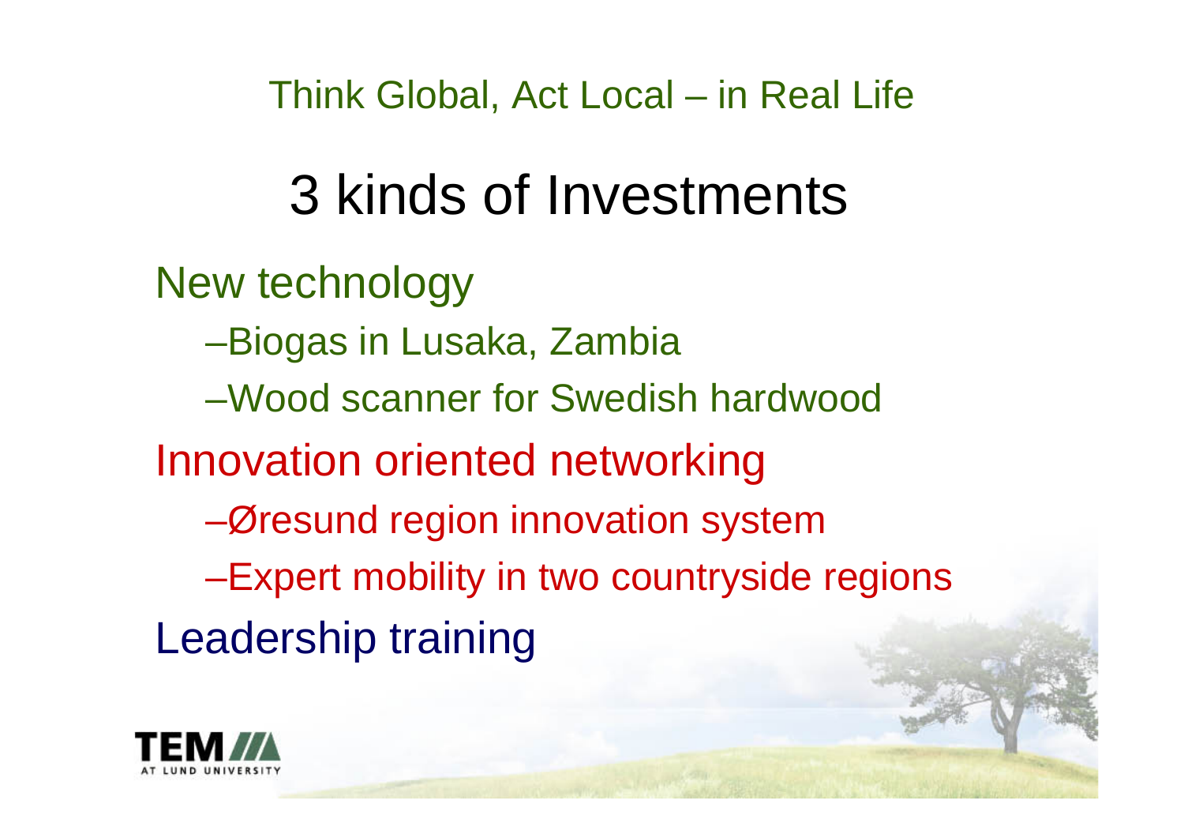Think Global, Act Local – in Real Life

# 3 kinds of Investments

New technology

- Biogas in Lusaka, Zambia
- Wood scanner for Swedish hardwood

Innovation oriented networking

- Øresund region innovation system
- Expert mobility in two countryside regions

Leadership training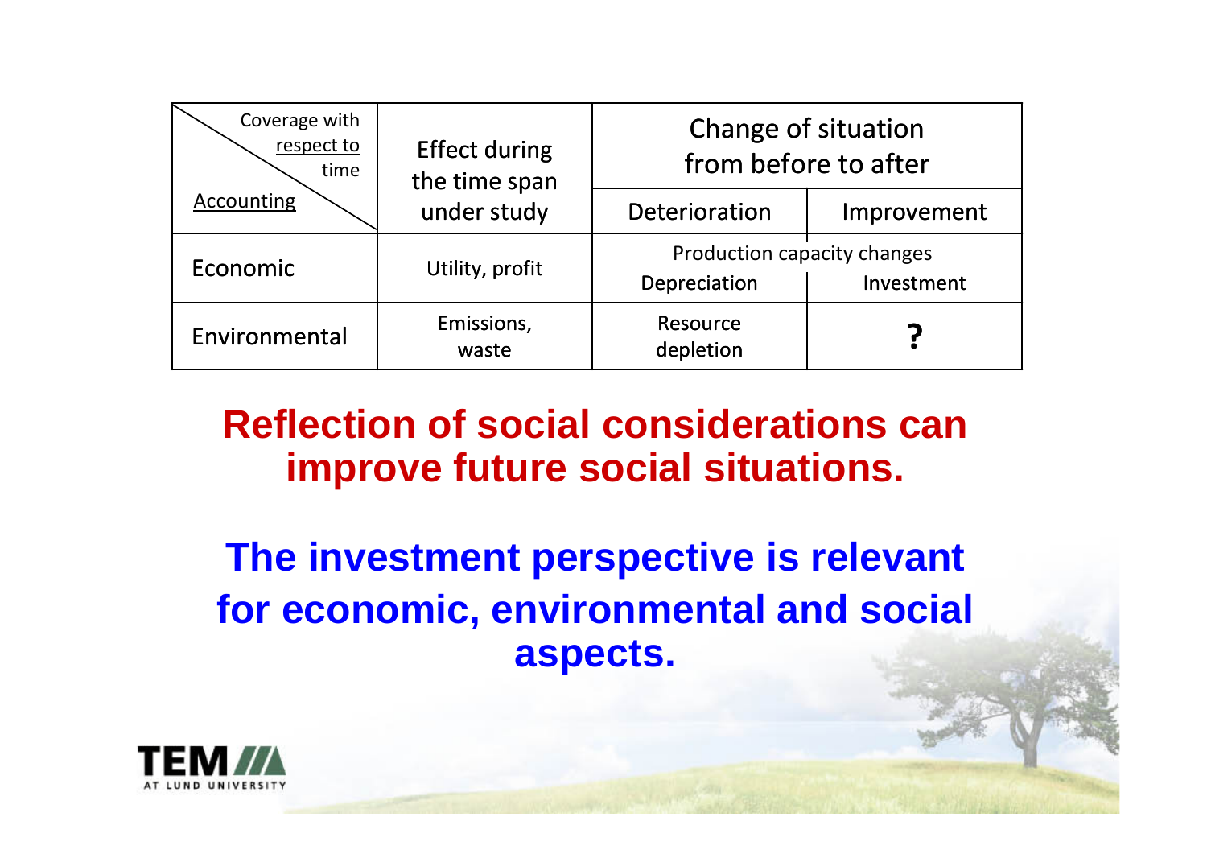| Coverage with respect to time / Accounting | Effect during the time span under study | Change of situation from before to after | |
|---|---|---|---|
| | | Deterioration | Improvement |
| Economic | Utility, profit | Production capacity changes | |
| | | Depreciation | Investment |
| Environmental | Emissions, waste | Resource depletion | **?** |

**Reflection of social considerations can improve future social situations.**

**The investment perspective is relevant for economic, environmental and social aspects.**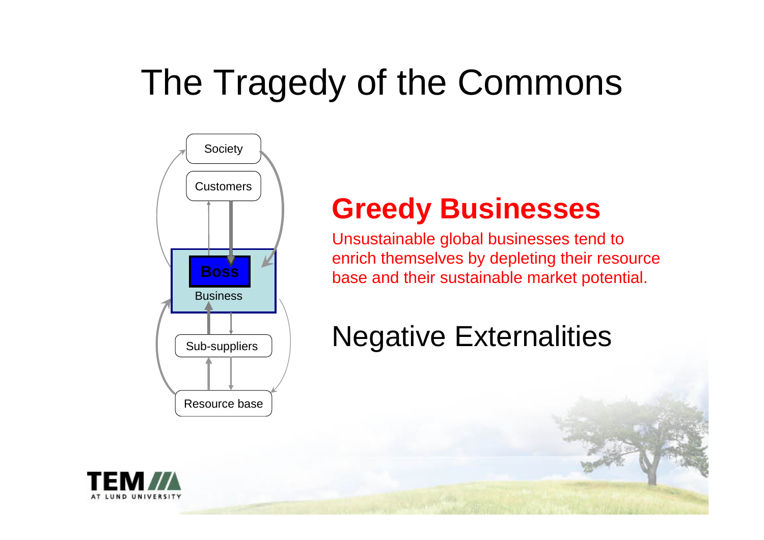# The Tragedy of the Commons

Society

Customers

Boss

Business

Sub-suppliers

Resource base

## Greedy Businesses

Unsustainable global businesses tend to enrich themselves by depleting their resource base and their sustainable market potential.

## Negative Externalities

TEM AT LUND UNIVERSITY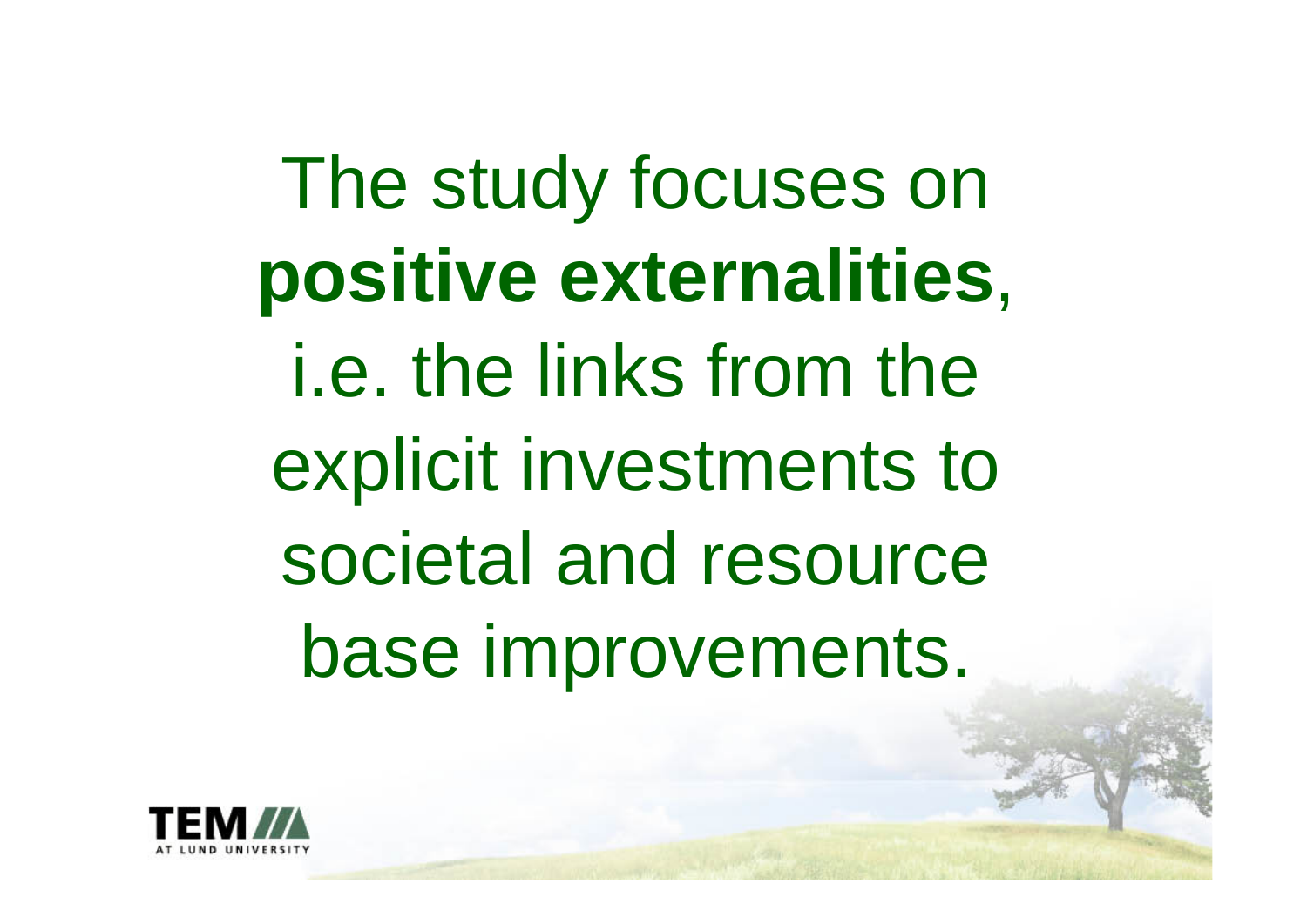The study focuses on **positive externalities**, i.e. the links from the explicit investments to societal and resource base improvements.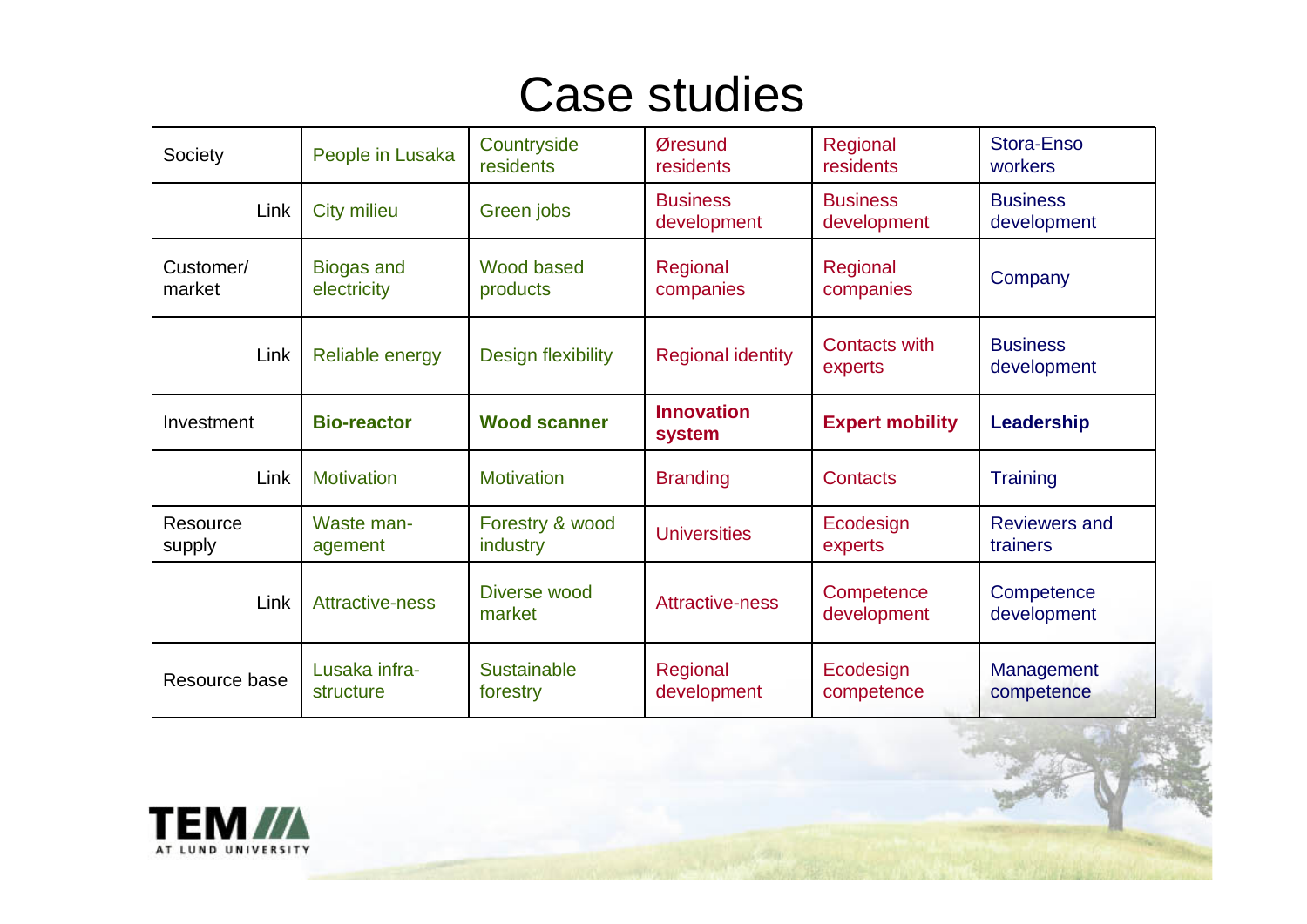# Case studies

| | | | | | |
|---|---|---|---|---|---|
| Society | People in Lusaka | Countryside residents | Øresund residents | Regional residents | Stora-Enso workers |
| Link | City milieu | Green jobs | Business development | Business development | Business development |
| Customer/ market | Biogas and electricity | Wood based products | Regional companies | Regional companies | Company |
| Link | Reliable energy | Design flexibility | Regional identity | Contacts with experts | Business development |
| Investment | **Bio-reactor** | **Wood scanner** | **Innovation system** | **Expert mobility** | **Leadership** |
| Link | Motivation | Motivation | Branding | Contacts | Training |
| Resource supply | Waste man-agement | Forestry & wood industry | Universities | Ecodesign experts | Reviewers and trainers |
| Link | Attractive-ness | Diverse wood market | Attractive-ness | Competence development | Competence development |
| Resource base | Lusaka infra-structure | Sustainable forestry | Regional development | Ecodesign competence | Management competence |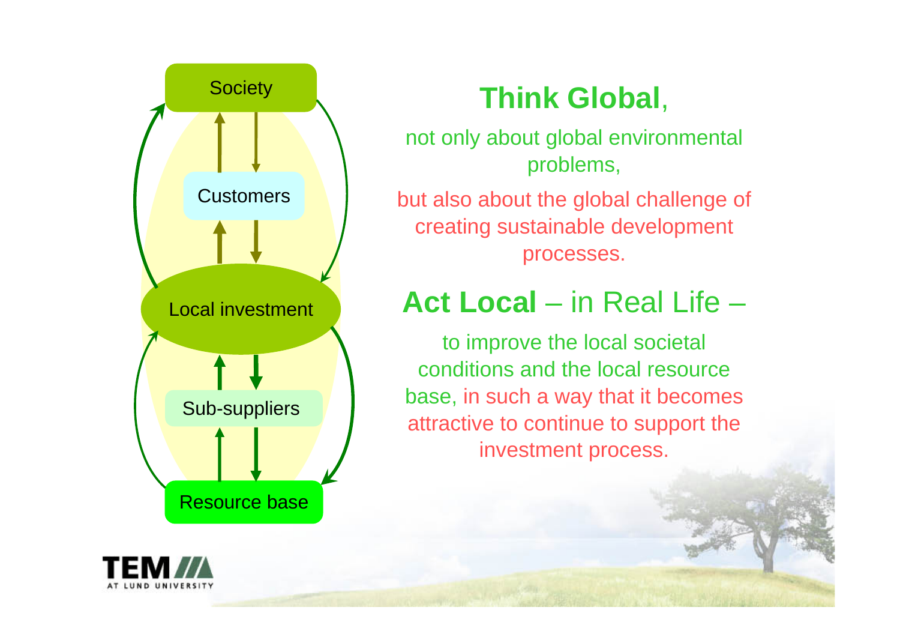Society

Customers

Local investment

Sub-suppliers

Resource base

## **Think Global**,

not only about global environmental problems,

but also about the global challenge of creating sustainable development processes.

## **Act Local** – in Real Life –

to improve the local societal conditions and the local resource base, in such a way that it becomes attractive to continue to support the investment process.

TEM AT LUND UNIVERSITY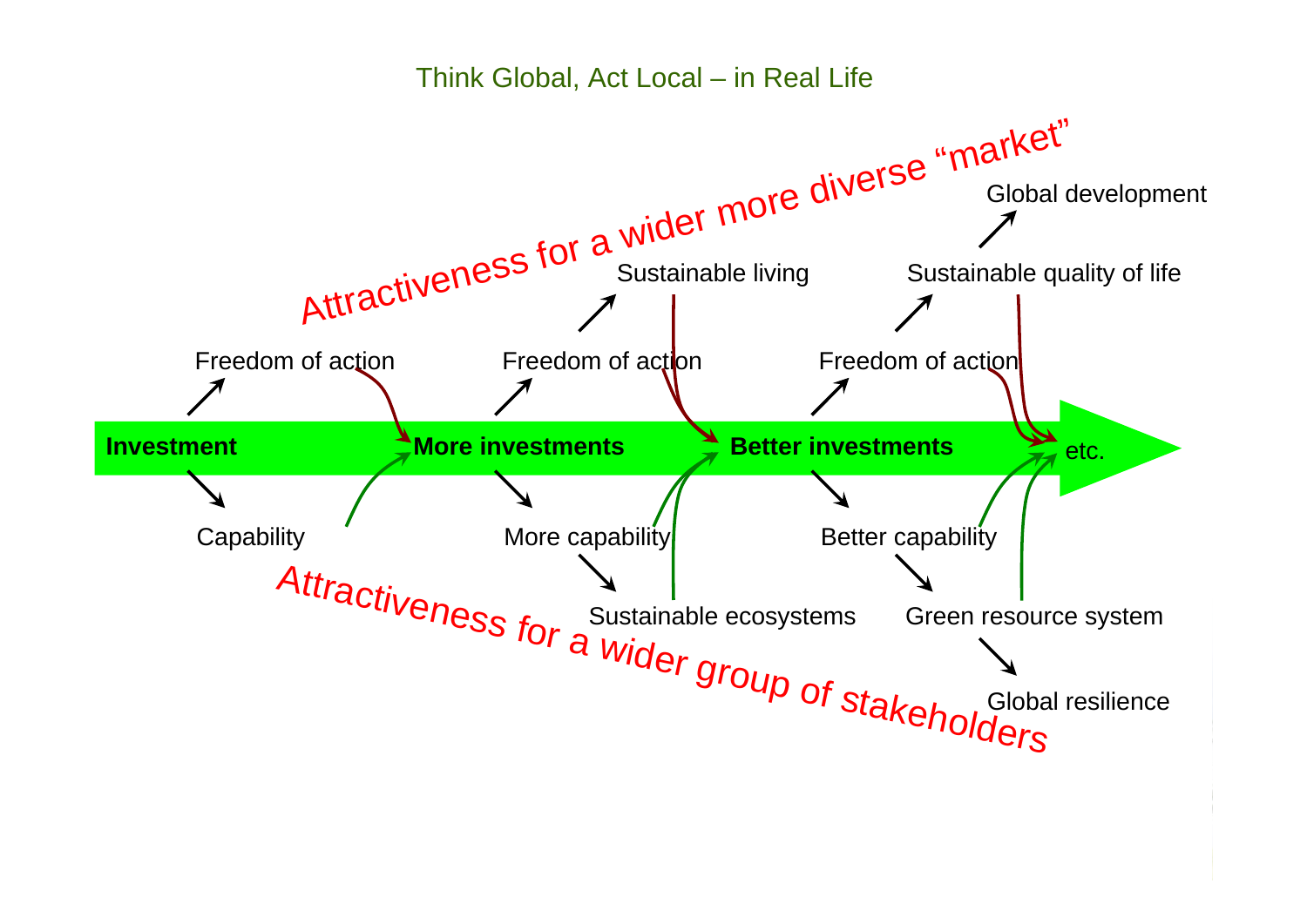Think Global, Act Local – in Real Life

Attractiveness for a wider more diverse “market”

Global development

Sustainable living

Sustainable quality of life

Freedom of action

Freedom of action

Freedom of action

**Investment**

**More investments**

**Better investments**

etc.

Capability

More capability

Better capability

Sustainable ecosystems

Green resource system

Global resilience

Attractiveness for a wider group of stakeholders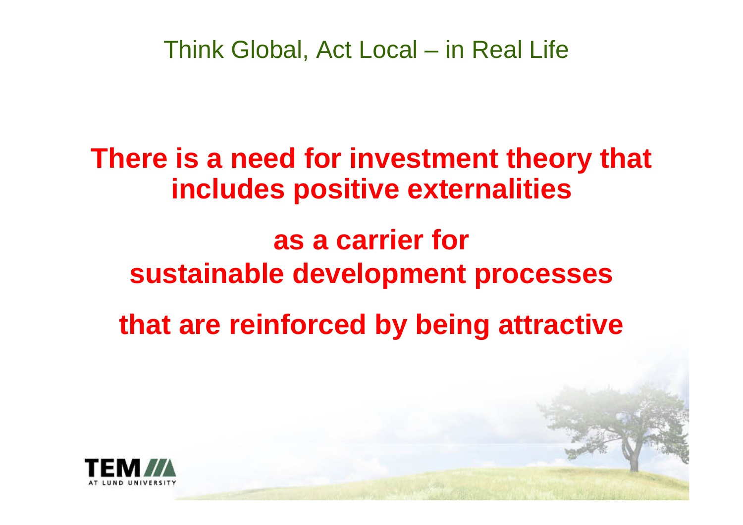# Think Global, Act Local – in Real Life

**There is a need for investment theory that includes positive externalities**

**as a carrier for sustainable development processes**

**that are reinforced by being attractive**

TEM AT LUND UNIVERSITY